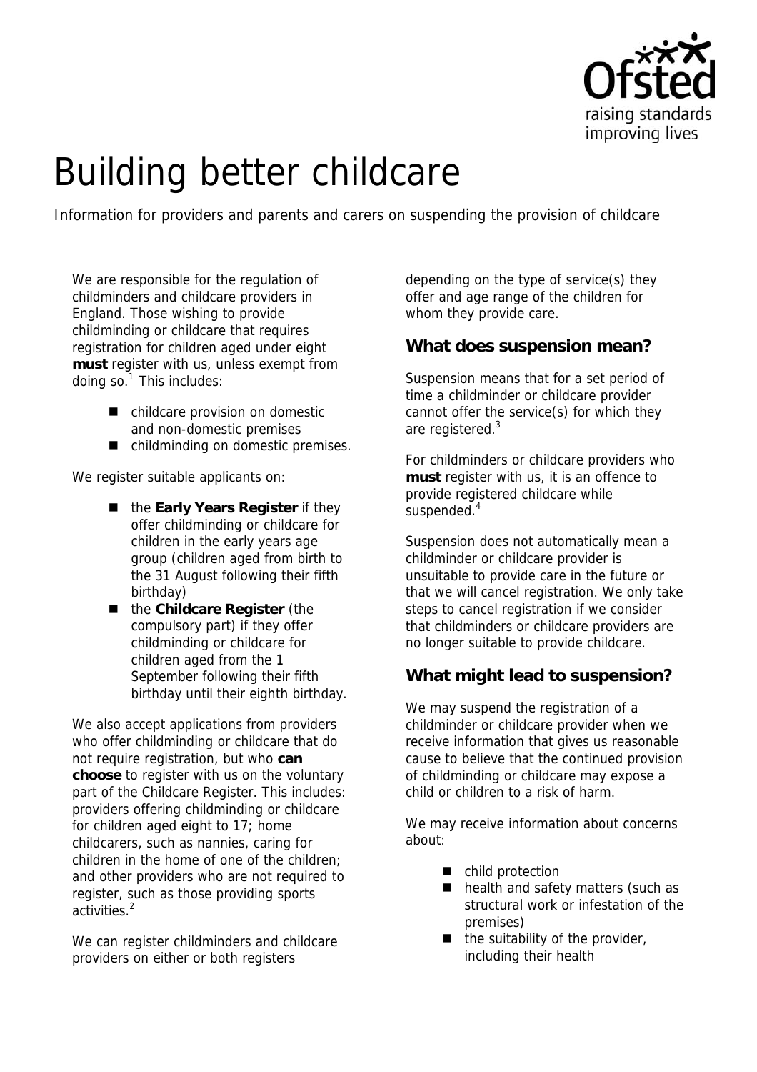# Building better childcare

Information for providers and parents and carers on suspending the provision of childcare

We are responsible for the regulation of childminders and childcare providers in England. Those wishing to provide childminding or childcare that requires registration for children aged under eight **must** register with us, unless exempt from doing so.[1] This includes:

- childcare provision on domestic and non-domestic premises
- childminding on domestic premises.

We register suitable applicants on:

- the **Early Years Register** if they offer childminding or childcare for children in the early years age group (children aged from birth to the 31 August following their fifth birthday)
- the **Childcare Register** (the compulsory part) if they offer childminding or childcare for children aged from the 1 September following their fifth birthday until their eighth birthday.

We also accept applications from providers who offer childminding or childcare that do not require registration, but who **can choose** to register with us on the voluntary part of the Childcare Register. This includes: providers offering childminding or childcare for children aged eight to 17; home childcarers, such as nannies, caring for children in the home of one of the children; and other providers who are not required to register, such as those providing sports activities.[2]

We can register childminders and childcare providers on either or both registers depending on the type of service(s) they offer and age range of the children for whom they provide care.

## What does suspension mean?

Suspension means that for a set period of time a childminder or childcare provider cannot offer the service(s) for which they are registered.[3]

For childminders or childcare providers who **must** register with us, it is an offence to provide registered childcare while suspended.[4]

Suspension does not automatically mean a childminder or childcare provider is unsuitable to provide care in the future or that we will cancel registration. We only take steps to cancel registration if we consider that childminders or childcare providers are no longer suitable to provide childcare.

## What might lead to suspension?

We may suspend the registration of a childminder or childcare provider when we receive information that gives us reasonable cause to believe that the continued provision of childminding or childcare may expose a child or children to a risk of harm.

We may receive information about concerns about:

- child protection
- health and safety matters (such as structural work or infestation of the premises)
- the suitability of the provider, including their health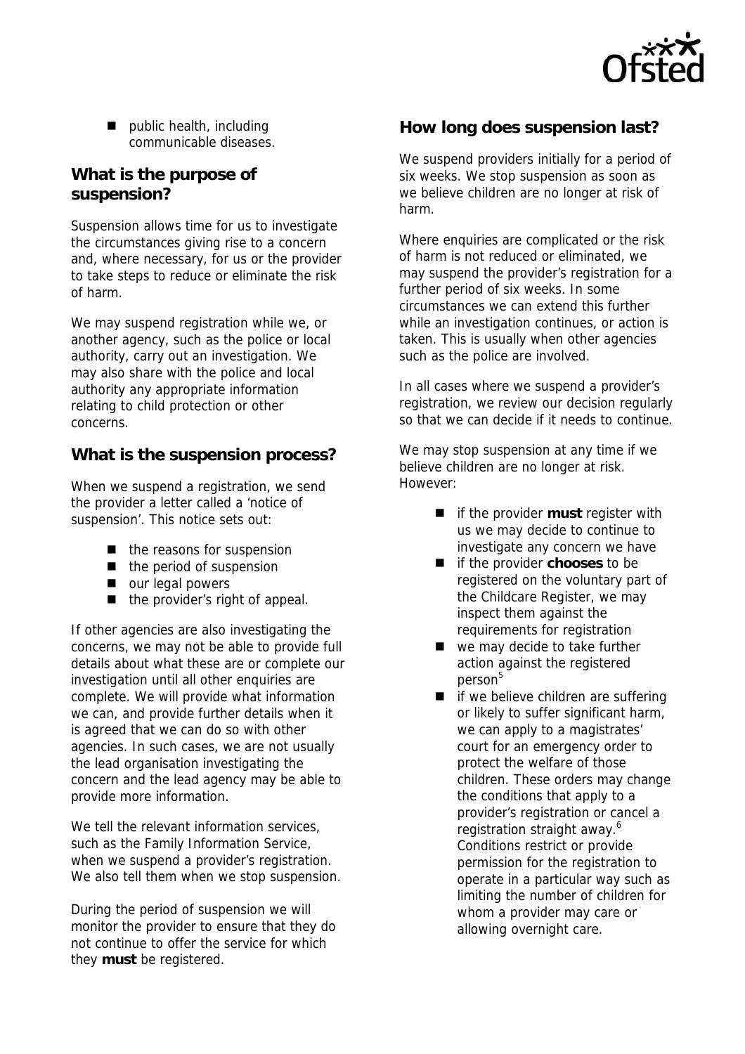- public health, including communicable diseases.

## What is the purpose of suspension?

Suspension allows time for us to investigate the circumstances giving rise to a concern and, where necessary, for us or the provider to take steps to reduce or eliminate the risk of harm.

We may suspend registration while we, or another agency, such as the police or local authority, carry out an investigation. We may also share with the police and local authority any appropriate information relating to child protection or other concerns.

## What is the suspension process?

When we suspend a registration, we send the provider a letter called a 'notice of suspension'. This notice sets out:

- the reasons for suspension
- the period of suspension
- our legal powers
- the provider's right of appeal.

If other agencies are also investigating the concerns, we may not be able to provide full details about what these are or complete our investigation until all other enquiries are complete. We will provide what information we can, and provide further details when it is agreed that we can do so with other agencies. In such cases, we are not usually the lead organisation investigating the concern and the lead agency may be able to provide more information.

We tell the relevant information services, such as the Family Information Service, when we suspend a provider's registration. We also tell them when we stop suspension.

During the period of suspension we will monitor the provider to ensure that they do not continue to offer the service for which they **must** be registered.

## How long does suspension last?

We suspend providers initially for a period of six weeks. We stop suspension as soon as we believe children are no longer at risk of harm.

Where enquiries are complicated or the risk of harm is not reduced or eliminated, we may suspend the provider's registration for a further period of six weeks. In some circumstances we can extend this further while an investigation continues, or action is taken. This is usually when other agencies such as the police are involved.

In all cases where we suspend a provider's registration, we review our decision regularly so that we can decide if it needs to continue.

We may stop suspension at any time if we believe children are no longer at risk. However:

- if the provider **must** register with us we may decide to continue to investigate any concern we have
- if the provider **chooses** to be registered on the voluntary part of the Childcare Register, we may inspect them against the requirements for registration
- we may decide to take further action against the registered person[5]
- if we believe children are suffering or likely to suffer significant harm, we can apply to a magistrates' court for an emergency order to protect the welfare of those children. These orders may change the conditions that apply to a provider's registration or cancel a registration straight away.[6] Conditions restrict or provide permission for the registration to operate in a particular way such as limiting the number of children for whom a provider may care or allowing overnight care.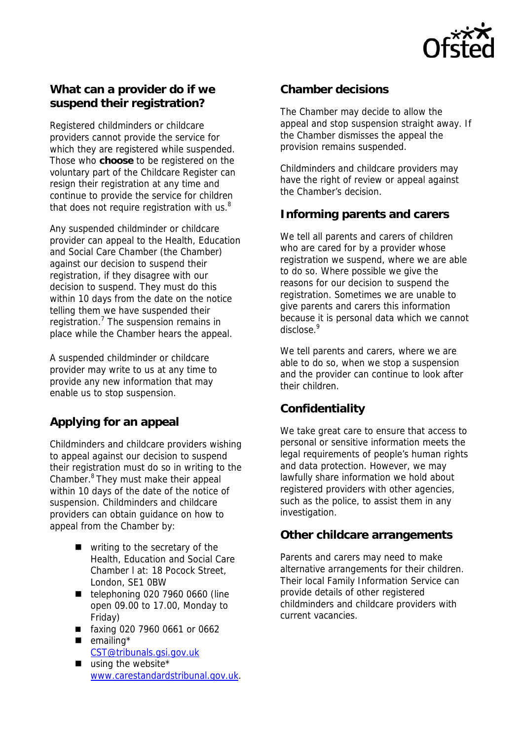## What can a provider do if we suspend their registration?

Registered childminders or childcare providers cannot provide the service for which they are registered while suspended. Those who **choose** to be registered on the voluntary part of the Childcare Register can resign their registration at any time and continue to provide the service for children that does not require registration with us.[8]

Any suspended childminder or childcare provider can appeal to the Health, Education and Social Care Chamber (the Chamber) against our decision to suspend their registration, if they disagree with our decision to suspend. They must do this within 10 days from the date on the notice telling them we have suspended their registration.[7] The suspension remains in place while the Chamber hears the appeal.

A suspended childminder or childcare provider may write to us at any time to provide any new information that may enable us to stop suspension.

## Applying for an appeal

Childminders and childcare providers wishing to appeal against our decision to suspend their registration must do so in writing to the Chamber.[8] They must make their appeal within 10 days of the date of the notice of suspension. Childminders and childcare providers can obtain guidance on how to appeal from the Chamber by:

- writing to the secretary of the Health, Education and Social Care Chamber l at: 18 Pocock Street, London, SE1 0BW
- telephoning 020 7960 0660 (line open 09.00 to 17.00, Monday to Friday)
- faxing 020 7960 0661 or 0662
- emailing* CST@tribunals.gsi.gov.uk
- using the website* www.carestandardstribunal.gov.uk.

## Chamber decisions

The Chamber may decide to allow the appeal and stop suspension straight away. If the Chamber dismisses the appeal the provision remains suspended.

Childminders and childcare providers may have the right of review or appeal against the Chamber's decision.

## Informing parents and carers

We tell all parents and carers of children who are cared for by a provider whose registration we suspend, where we are able to do so. Where possible we give the reasons for our decision to suspend the registration. Sometimes we are unable to give parents and carers this information because it is personal data which we cannot disclose.[9]

We tell parents and carers, where we are able to do so, when we stop a suspension and the provider can continue to look after their children.

## Confidentiality

We take great care to ensure that access to personal or sensitive information meets the legal requirements of people's human rights and data protection. However, we may lawfully share information we hold about registered providers with other agencies, such as the police, to assist them in any investigation.

## Other childcare arrangements

Parents and carers may need to make alternative arrangements for their children. Their local Family Information Service can provide details of other registered childminders and childcare providers with current vacancies.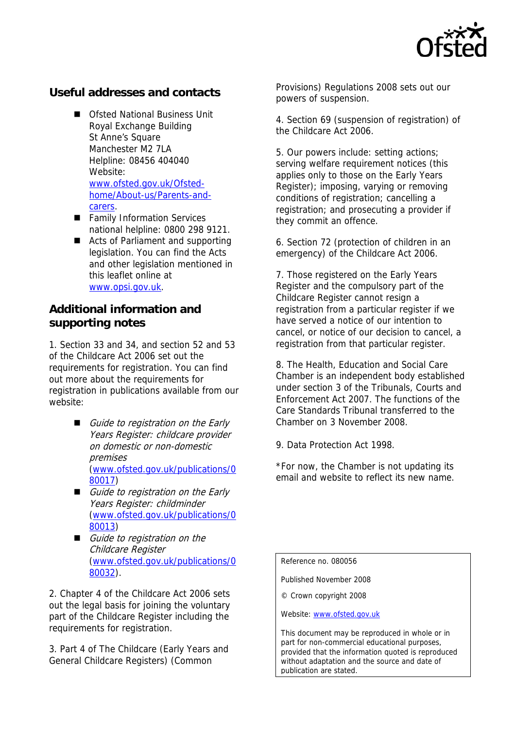## Useful addresses and contacts

- Ofsted National Business Unit
  Royal Exchange Building
  St Anne's Square
  Manchester M2 7LA
  Helpline: 08456 404040
  Website: [www.ofsted.gov.uk/Ofsted-home/About-us/Parents-and-carers](www.ofsted.gov.uk/Ofsted-home/About-us/Parents-and-carers).
- Family Information Services national helpline: 0800 298 9121.
- Acts of Parliament and supporting legislation. You can find the Acts and other legislation mentioned in this leaflet online at [www.opsi.gov.uk](www.opsi.gov.uk).

## Additional information and supporting notes

1. Section 33 and 34, and section 52 and 53 of the Childcare Act 2006 set out the requirements for registration. You can find out more about the requirements for registration in publications available from our website:

   - *Guide to registration on the Early Years Register: childcare provider on domestic or non-domestic premises* ([www.ofsted.gov.uk/publications/080017](www.ofsted.gov.uk/publications/080017))
   - *Guide to registration on the Early Years Register: childminder* ([www.ofsted.gov.uk/publications/080013](www.ofsted.gov.uk/publications/080013))
   - *Guide to registration on the Childcare Register* ([www.ofsted.gov.uk/publications/080032](www.ofsted.gov.uk/publications/080032)).

2. Chapter 4 of the Childcare Act 2006 sets out the legal basis for joining the voluntary part of the Childcare Register including the requirements for registration.

3. Part 4 of The Childcare (Early Years and General Childcare Registers) (Common Provisions) Regulations 2008 sets out our powers of suspension.

4. Section 69 (suspension of registration) of the Childcare Act 2006.

5. Our powers include: setting actions; serving welfare requirement notices (this applies only to those on the Early Years Register); imposing, varying or removing conditions of registration; cancelling a registration; and prosecuting a provider if they commit an offence.

6. Section 72 (protection of children in an emergency) of the Childcare Act 2006.

7. Those registered on the Early Years Register and the compulsory part of the Childcare Register cannot resign a registration from a particular register if we have served a notice of our intention to cancel, or notice of our decision to cancel, a registration from that particular register.

8. The Health, Education and Social Care Chamber is an independent body established under section 3 of the Tribunals, Courts and Enforcement Act 2007. The functions of the Care Standards Tribunal transferred to the Chamber on 3 November 2008.

9. Data Protection Act 1998.

*For now, the Chamber is not updating its email and website to reflect its new name.

Reference no. 080056

Published November 2008

© Crown copyright 2008

Website: [www.ofsted.gov.uk](www.ofsted.gov.uk)

This document may be reproduced in whole or in part for non-commercial educational purposes, provided that the information quoted is reproduced without adaptation and the source and date of publication are stated.